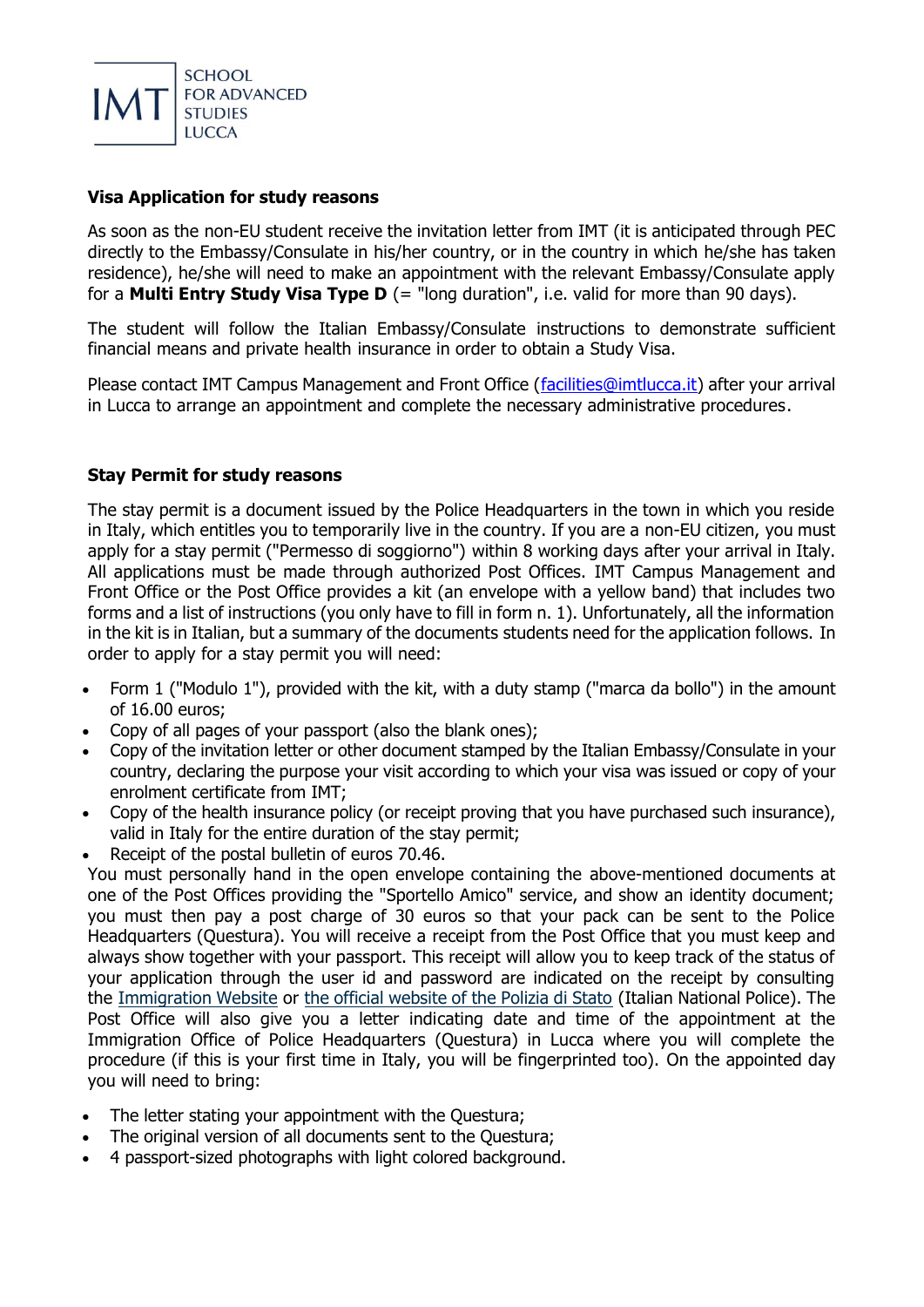IMT SCHOOL FOR ADVANCED STUDIES LUCCA

**Visa Application for study reasons**

As soon as the non-EU student receive the invitation letter from IMT (it is anticipated through PEC directly to the Embassy/Consulate in his/her country, or in the country in which he/she has taken residence), he/she will need to make an appointment with the relevant Embassy/Consulate apply for a **Multi Entry Study Visa Type D** (= "long duration", i.e. valid for more than 90 days).

The student will follow the Italian Embassy/Consulate instructions to demonstrate sufficient financial means and private health insurance in order to obtain a Study Visa.

Please contact IMT Campus Management and Front Office (facilities@imtlucca.it) after your arrival in Lucca to arrange an appointment and complete the necessary administrative procedures.

**Stay Permit for study reasons**

The stay permit is a document issued by the Police Headquarters in the town in which you reside in Italy, which entitles you to temporarily live in the country. If you are a non-EU citizen, you must apply for a stay permit ("Permesso di soggiorno") within 8 working days after your arrival in Italy. All applications must be made through authorized Post Offices. IMT Campus Management and Front Office or the Post Office provides a kit (an envelope with a yellow band) that includes two forms and a list of instructions (you only have to fill in form n. 1). Unfortunately, all the information in the kit is in Italian, but a summary of the documents students need for the application follows. In order to apply for a stay permit you will need:

- Form 1 ("Modulo 1"), provided with the kit, with a duty stamp ("marca da bollo") in the amount of 16.00 euros;
- Copy of all pages of your passport (also the blank ones);
- Copy of the invitation letter or other document stamped by the Italian Embassy/Consulate in your country, declaring the purpose your visit according to which your visa was issued or copy of your enrolment certificate from IMT;
- Copy of the health insurance policy (or receipt proving that you have purchased such insurance), valid in Italy for the entire duration of the stay permit;
- Receipt of the postal bulletin of euros 70.46.

You must personally hand in the open envelope containing the above-mentioned documents at one of the Post Offices providing the "Sportello Amico" service, and show an identity document; you must then pay a post charge of 30 euros so that your pack can be sent to the Police Headquarters (Questura). You will receive a receipt from the Post Office that you must keep and always show together with your passport. This receipt will allow you to keep track of the status of your application through the user id and password are indicated on the receipt by consulting the Immigration Website or the official website of the Polizia di Stato (Italian National Police). The Post Office will also give you a letter indicating date and time of the appointment at the Immigration Office of Police Headquarters (Questura) in Lucca where you will complete the procedure (if this is your first time in Italy, you will be fingerprinted too). On the appointed day you will need to bring:

- The letter stating your appointment with the Questura;
- The original version of all documents sent to the Questura;
- 4 passport-sized photographs with light colored background.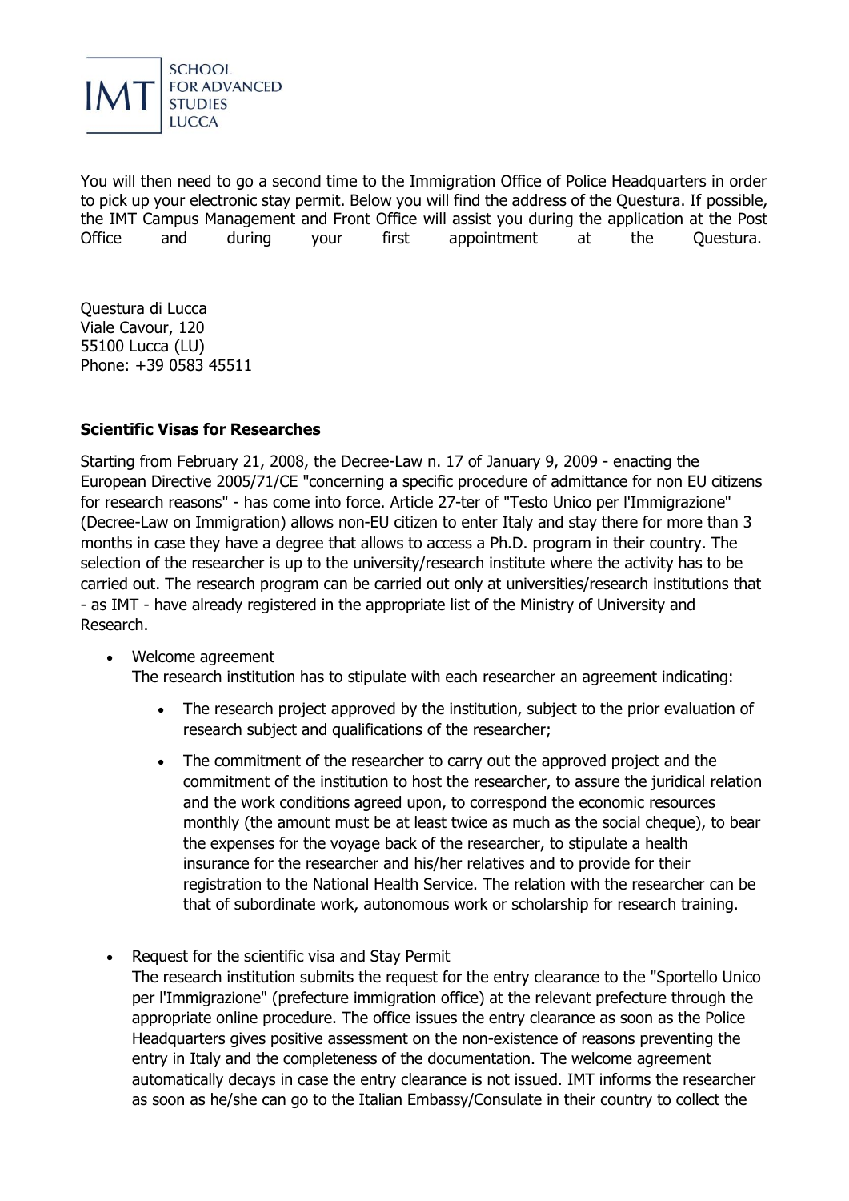You will then need to go a second time to the Immigration Office of Police Headquarters in order to pick up your electronic stay permit. Below you will find the address of the Questura. If possible, the IMT Campus Management and Front Office will assist you during the application at the Post Office and during your first appointment at the Questura.

Questura di Lucca
Viale Cavour, 120
55100 Lucca (LU)
Phone: +39 0583 45511

**Scientific Visas for Researches**

Starting from February 21, 2008, the Decree-Law n. 17 of January 9, 2009 - enacting the European Directive 2005/71/CE "concerning a specific procedure of admittance for non EU citizens for research reasons" - has come into force. Article 27-ter of "Testo Unico per l'Immigrazione" (Decree-Law on Immigration) allows non-EU citizen to enter Italy and stay there for more than 3 months in case they have a degree that allows to access a Ph.D. program in their country. The selection of the researcher is up to the university/research institute where the activity has to be carried out. The research program can be carried out only at universities/research institutions that - as IMT - have already registered in the appropriate list of the Ministry of University and Research.

- Welcome agreement
  The research institution has to stipulate with each researcher an agreement indicating:
  - The research project approved by the institution, subject to the prior evaluation of research subject and qualifications of the researcher;
  - The commitment of the researcher to carry out the approved project and the commitment of the institution to host the researcher, to assure the juridical relation and the work conditions agreed upon, to correspond the economic resources monthly (the amount must be at least twice as much as the social cheque), to bear the expenses for the voyage back of the researcher, to stipulate a health insurance for the researcher and his/her relatives and to provide for their registration to the National Health Service. The relation with the researcher can be that of subordinate work, autonomous work or scholarship for research training.
- Request for the scientific visa and Stay Permit
  The research institution submits the request for the entry clearance to the "Sportello Unico per l'Immigrazione" (prefecture immigration office) at the relevant prefecture through the appropriate online procedure. The office issues the entry clearance as soon as the Police Headquarters gives positive assessment on the non-existence of reasons preventing the entry in Italy and the completeness of the documentation. The welcome agreement automatically decays in case the entry clearance is not issued. IMT informs the researcher as soon as he/she can go to the Italian Embassy/Consulate in their country to collect the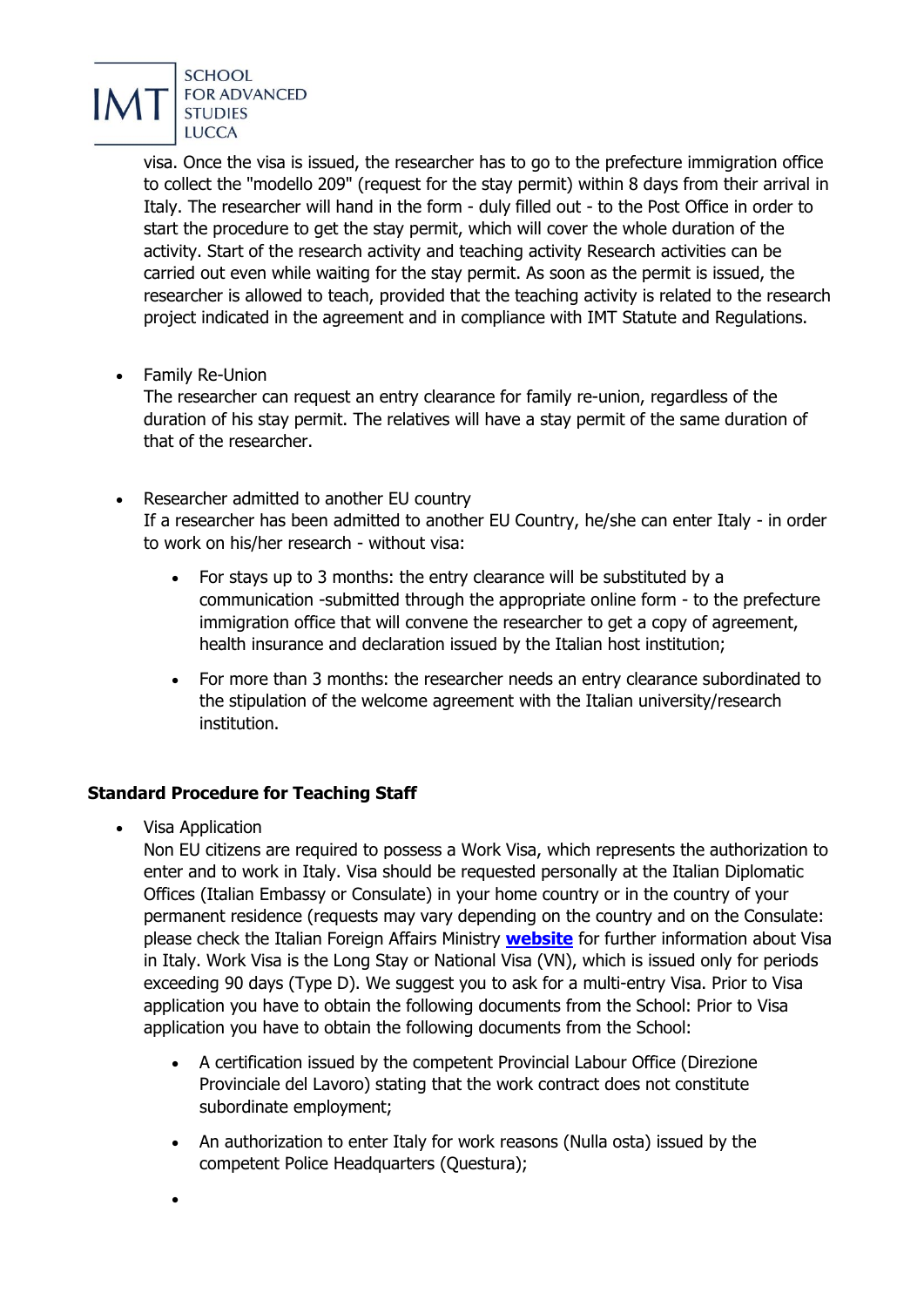visa. Once the visa is issued, the researcher has to go to the prefecture immigration office to collect the "modello 209" (request for the stay permit) within 8 days from their arrival in Italy. The researcher will hand in the form - duly filled out - to the Post Office in order to start the procedure to get the stay permit, which will cover the whole duration of the activity. Start of the research activity and teaching activity Research activities can be carried out even while waiting for the stay permit. As soon as the permit is issued, the researcher is allowed to teach, provided that the teaching activity is related to the research project indicated in the agreement and in compliance with IMT Statute and Regulations.

- Family Re-Union
  The researcher can request an entry clearance for family re-union, regardless of the duration of his stay permit. The relatives will have a stay permit of the same duration of that of the researcher.

- Researcher admitted to another EU country
  If a researcher has been admitted to another EU Country, he/she can enter Italy - in order to work on his/her research - without visa:
  - For stays up to 3 months: the entry clearance will be substituted by a communication -submitted through the appropriate online form - to the prefecture immigration office that will convene the researcher to get a copy of agreement, health insurance and declaration issued by the Italian host institution;
  - For more than 3 months: the researcher needs an entry clearance subordinated to the stipulation of the welcome agreement with the Italian university/research institution.

**Standard Procedure for Teaching Staff**

- Visa Application
  Non EU citizens are required to possess a Work Visa, which represents the authorization to enter and to work in Italy. Visa should be requested personally at the Italian Diplomatic Offices (Italian Embassy or Consulate) in your home country or in the country of your permanent residence (requests may vary depending on the country and on the Consulate: please check the Italian Foreign Affairs Ministry **website** for further information about Visa in Italy. Work Visa is the Long Stay or National Visa (VN), which is issued only for periods exceeding 90 days (Type D). We suggest you to ask for a multi-entry Visa. Prior to Visa application you have to obtain the following documents from the School: Prior to Visa application you have to obtain the following documents from the School:
  - A certification issued by the competent Provincial Labour Office (Direzione Provinciale del Lavoro) stating that the work contract does not constitute subordinate employment;
  - An authorization to enter Italy for work reasons (Nulla osta) issued by the competent Police Headquarters (Questura);
  -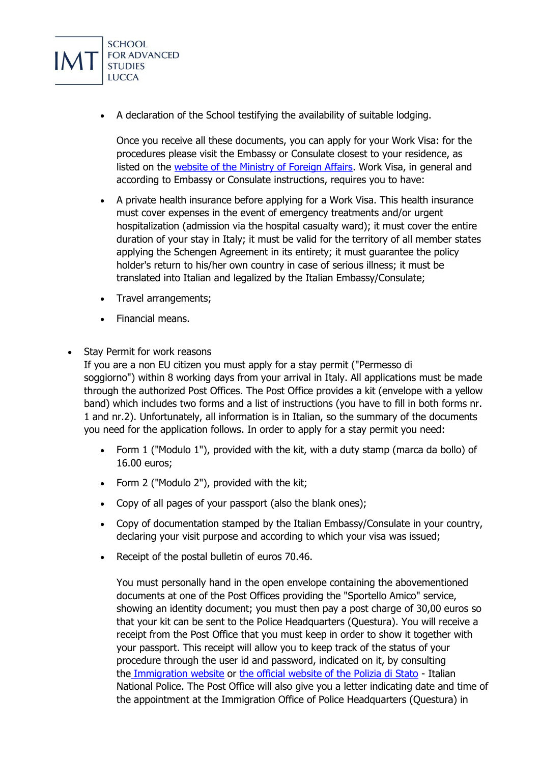- A declaration of the School testifying the availability of suitable lodging.

  Once you receive all these documents, you can apply for your Work Visa: for the procedures please visit the Embassy or Consulate closest to your residence, as listed on the [website of the Ministry of Foreign Affairs](). Work Visa, in general and according to Embassy or Consulate instructions, requires you to have:

- A private health insurance before applying for a Work Visa. This health insurance must cover expenses in the event of emergency treatments and/or urgent hospitalization (admission via the hospital casualty ward); it must cover the entire duration of your stay in Italy; it must be valid for the territory of all member states applying the Schengen Agreement in its entirety; it must guarantee the policy holder's return to his/her own country in case of serious illness; it must be translated into Italian and legalized by the Italian Embassy/Consulate;
- Travel arrangements;
- Financial means.

- Stay Permit for work reasons
  If you are a non EU citizen you must apply for a stay permit ("Permesso di soggiorno") within 8 working days from your arrival in Italy. All applications must be made through the authorized Post Offices. The Post Office provides a kit (envelope with a yellow band) which includes two forms and a list of instructions (you have to fill in both forms nr. 1 and nr.2). Unfortunately, all information is in Italian, so the summary of the documents you need for the application follows. In order to apply for a stay permit you need:

  - Form 1 ("Modulo 1"), provided with the kit, with a duty stamp (marca da bollo) of 16.00 euros;
  - Form 2 ("Modulo 2"), provided with the kit;
  - Copy of all pages of your passport (also the blank ones);
  - Copy of documentation stamped by the Italian Embassy/Consulate in your country, declaring your visit purpose and according to which your visa was issued;
  - Receipt of the postal bulletin of euros 70.46.

    You must personally hand in the open envelope containing the abovementioned documents at one of the Post Offices providing the "Sportello Amico" service, showing an identity document; you must then pay a post charge of 30,00 euros so that your kit can be sent to the Police Headquarters (Questura). You will receive a receipt from the Post Office that you must keep in order to show it together with your passport. This receipt will allow you to keep track of the status of your procedure through the user id and password, indicated on it, by consulting the [Immigration website]() or [the official website of the Polizia di Stato]() - Italian National Police. The Post Office will also give you a letter indicating date and time of the appointment at the Immigration Office of Police Headquarters (Questura) in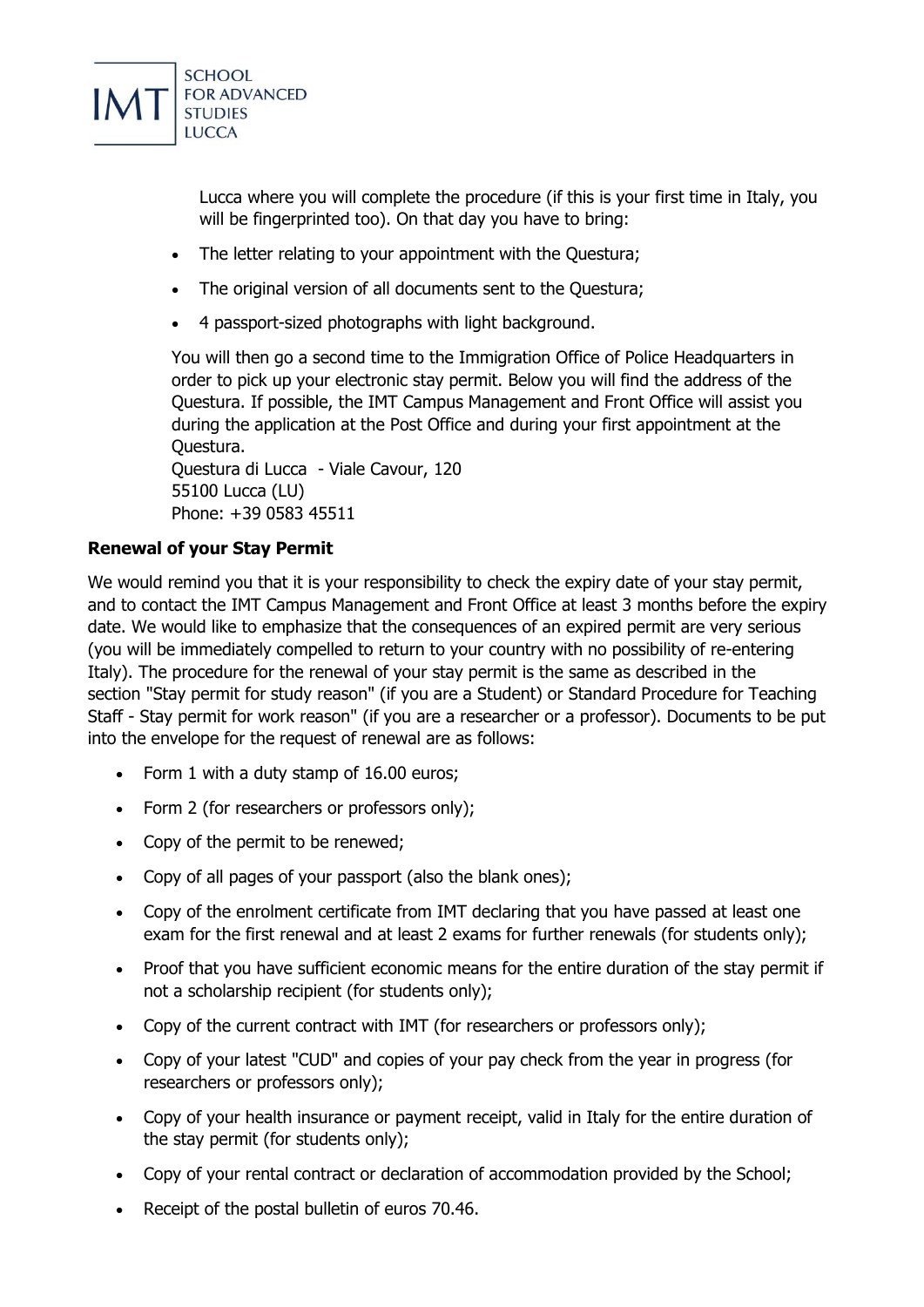Lucca where you will complete the procedure (if this is your first time in Italy, you will be fingerprinted too). On that day you have to bring:

- The letter relating to your appointment with the Questura;
- The original version of all documents sent to the Questura;
- 4 passport-sized photographs with light background.

You will then go a second time to the Immigration Office of Police Headquarters in order to pick up your electronic stay permit. Below you will find the address of the Questura. If possible, the IMT Campus Management and Front Office will assist you during the application at the Post Office and during your first appointment at the Questura.
Questura di Lucca - Viale Cavour, 120
55100 Lucca (LU)
Phone: +39 0583 45511

**Renewal of your Stay Permit**

We would remind you that it is your responsibility to check the expiry date of your stay permit, and to contact the IMT Campus Management and Front Office at least 3 months before the expiry date. We would like to emphasize that the consequences of an expired permit are very serious (you will be immediately compelled to return to your country with no possibility of re-entering Italy). The procedure for the renewal of your stay permit is the same as described in the section "Stay permit for study reason" (if you are a Student) or Standard Procedure for Teaching Staff - Stay permit for work reason" (if you are a researcher or a professor). Documents to be put into the envelope for the request of renewal are as follows:

- Form 1 with a duty stamp of 16.00 euros;
- Form 2 (for researchers or professors only);
- Copy of the permit to be renewed;
- Copy of all pages of your passport (also the blank ones);
- Copy of the enrolment certificate from IMT declaring that you have passed at least one exam for the first renewal and at least 2 exams for further renewals (for students only);
- Proof that you have sufficient economic means for the entire duration of the stay permit if not a scholarship recipient (for students only);
- Copy of the current contract with IMT (for researchers or professors only);
- Copy of your latest "CUD" and copies of your pay check from the year in progress (for researchers or professors only);
- Copy of your health insurance or payment receipt, valid in Italy for the entire duration of the stay permit (for students only);
- Copy of your rental contract or declaration of accommodation provided by the School;
- Receipt of the postal bulletin of euros 70.46.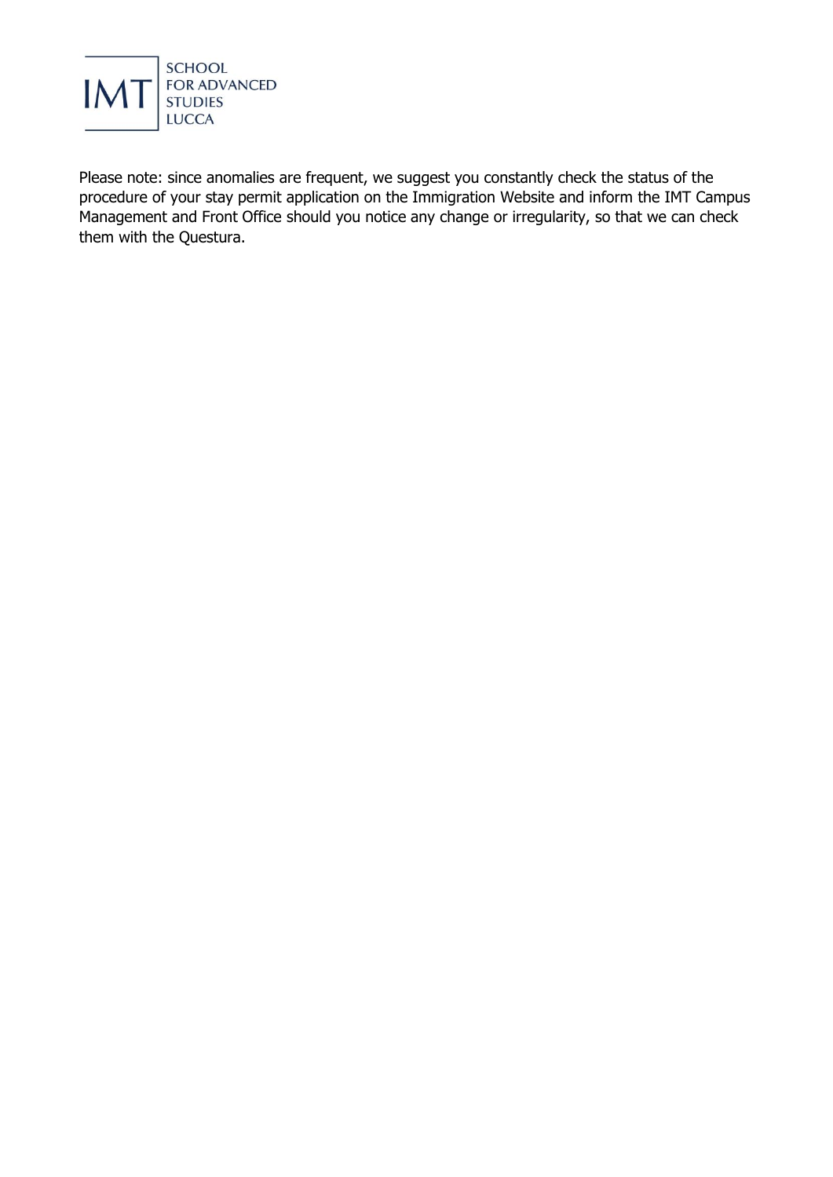Please note: since anomalies are frequent, we suggest you constantly check the status of the procedure of your stay permit application on the Immigration Website and inform the IMT Campus Management and Front Office should you notice any change or irregularity, so that we can check them with the Questura.